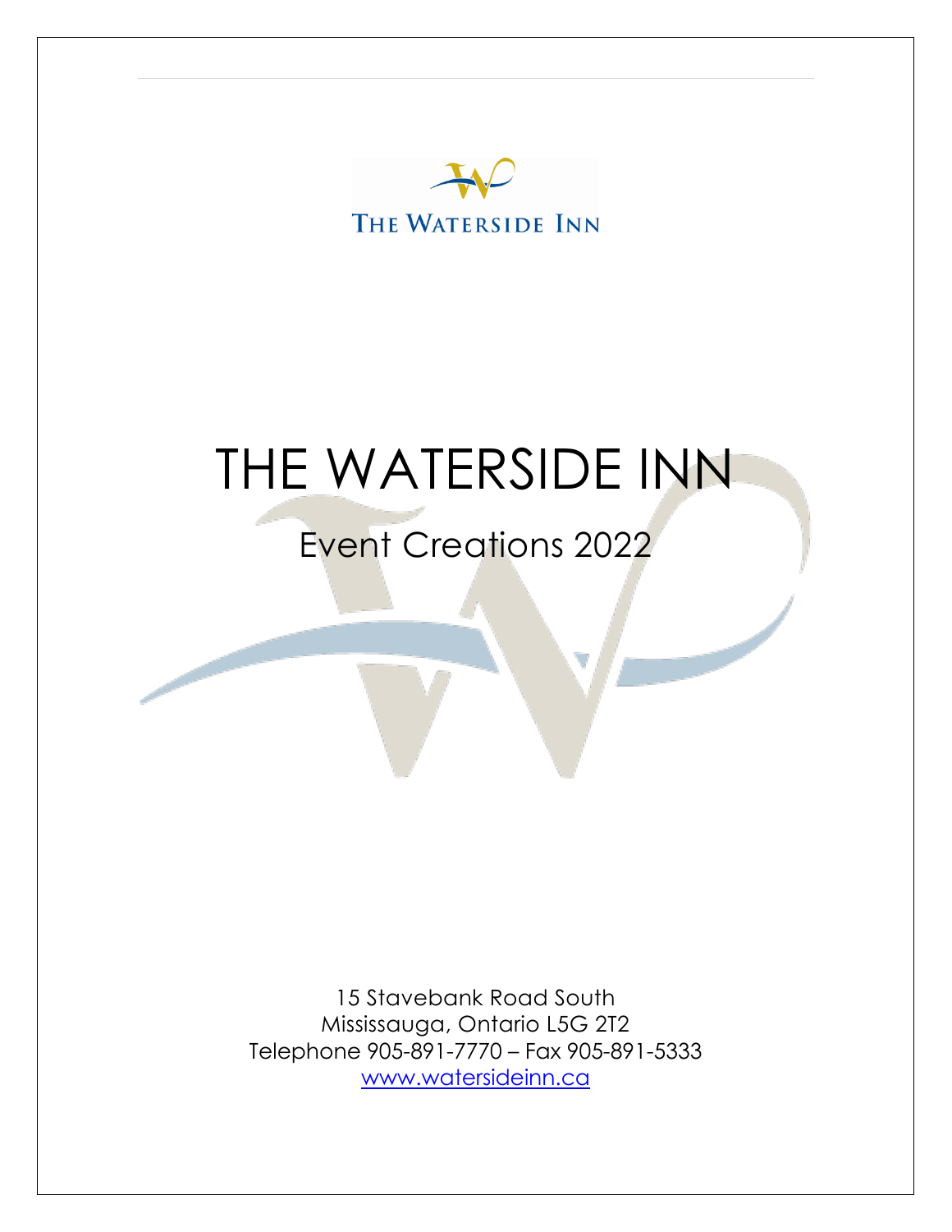THE WATERSIDE INN

# THE WATERSIDE INN

## Event Creations 2022

15 Stavebank Road South
Mississauga, Ontario L5G 2T2
Telephone 905-891-7770 – Fax 905-891-5333
www.watersideinn.ca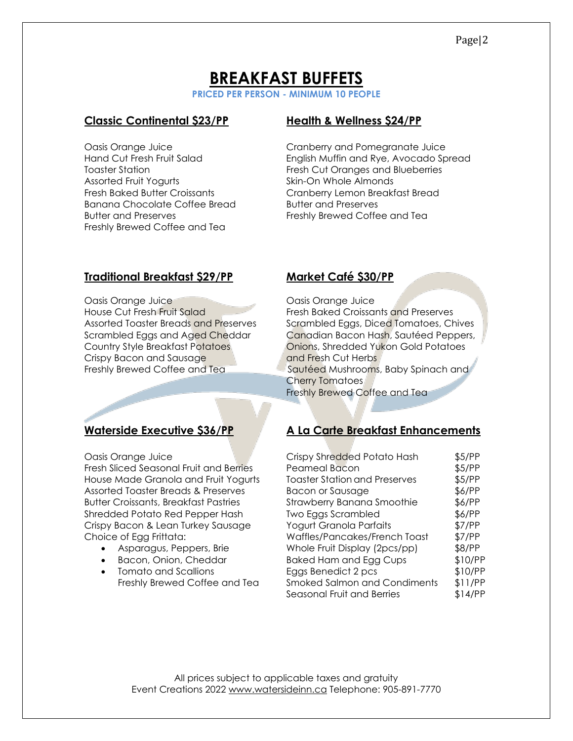# BREAKFAST BUFFETS

**PRICED PER PERSON - MINIMUM 10 PEOPLE**

## Classic Continental $23/PP

Oasis Orange Juice
Hand Cut Fresh Fruit Salad
Toaster Station
Assorted Fruit Yogurts
Fresh Baked Butter Croissants
Banana Chocolate Coffee Bread
Butter and Preserves
Freshly Brewed Coffee and Tea

## Health & Wellness $24/PP

Cranberry and Pomegranate Juice
English Muffin and Rye, Avocado Spread
Fresh Cut Oranges and Blueberries
Skin-On Whole Almonds
Cranberry Lemon Breakfast Bread
Butter and Preserves
Freshly Brewed Coffee and Tea

## Traditional Breakfast $29/PP

Oasis Orange Juice
House Cut Fresh Fruit Salad
Assorted Toaster Breads and Preserves
Scrambled Eggs and Aged Cheddar
Country Style Breakfast Potatoes
Crispy Bacon and Sausage
Freshly Brewed Coffee and Tea

## Market Café $30/PP

Oasis Orange Juice
Fresh Baked Croissants and Preserves
Scrambled Eggs, Diced Tomatoes, Chives
Canadian Bacon Hash, Sautéed Peppers, Onions, Shredded Yukon Gold Potatoes and Fresh Cut Herbs
Sautéed Mushrooms, Baby Spinach and Cherry Tomatoes
Freshly Brewed Coffee and Tea

## Waterside Executive $36/PP

Oasis Orange Juice
Fresh Sliced Seasonal Fruit and Berries
House Made Granola and Fruit Yogurts
Assorted Toaster Breads & Preserves
Butter Croissants, Breakfast Pastries
Shredded Potato Red Pepper Hash
Crispy Bacon & Lean Turkey Sausage
Choice of Egg Frittata:

- Asparagus, Peppers, Brie
- Bacon, Onion, Cheddar
- Tomato and Scallions

Freshly Brewed Coffee and Tea

## A La Carte Breakfast Enhancements

| Item | Price |
|---|---|
| Crispy Shredded Potato Hash | $5/PP |
| Peameal Bacon | $5/PP |
| Toaster Station and Preserves | $5/PP |
| Bacon or Sausage | $6/PP |
| Strawberry Banana Smoothie | $6/PP |
| Two Eggs Scrambled | $6/PP |
| Yogurt Granola Parfaits | $7/PP |
| Waffles/Pancakes/French Toast | $7/PP |
| Whole Fruit Display (2pcs/pp) | $8/PP |
| Baked Ham and Egg Cups | $10/PP |
| Eggs Benedict 2 pcs | $10/PP |
| Smoked Salmon and Condiments | $11/PP |
| Seasonal Fruit and Berries | $14/PP |

All prices subject to applicable taxes and gratuity
Event Creations 2022 www.watersideinn.ca Telephone: 905-891-7770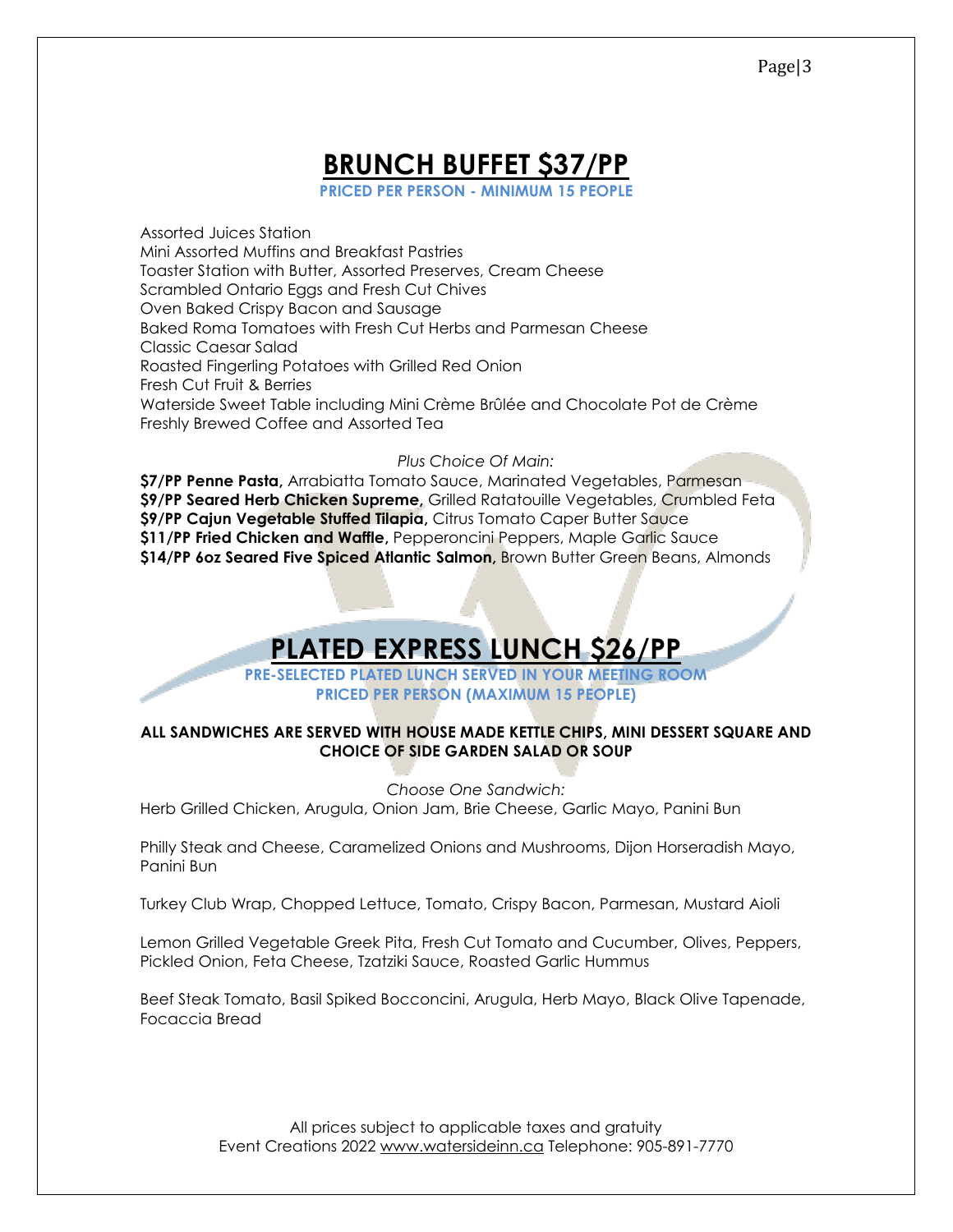# BRUNCH BUFFET $37/PP

**PRICED PER PERSON - MINIMUM 15 PEOPLE**

Assorted Juices Station
Mini Assorted Muffins and Breakfast Pastries
Toaster Station with Butter, Assorted Preserves, Cream Cheese
Scrambled Ontario Eggs and Fresh Cut Chives
Oven Baked Crispy Bacon and Sausage
Baked Roma Tomatoes with Fresh Cut Herbs and Parmesan Cheese
Classic Caesar Salad
Roasted Fingerling Potatoes with Grilled Red Onion
Fresh Cut Fruit & Berries
Waterside Sweet Table including Mini Crème Brûlée and Chocolate Pot de Crème
Freshly Brewed Coffee and Assorted Tea

*Plus Choice Of Main:*

**$7/PP Penne Pasta,** Arrabiatta Tomato Sauce, Marinated Vegetables, Parmesan
**$9/PP Seared Herb Chicken Supreme,** Grilled Ratatouille Vegetables, Crumbled Feta
**$9/PP Cajun Vegetable Stuffed Tilapia,** Citrus Tomato Caper Butter Sauce
**$11/PP Fried Chicken and Waffle,** Pepperoncini Peppers, Maple Garlic Sauce
**$14/PP 6oz Seared Five Spiced Atlantic Salmon,** Brown Butter Green Beans, Almonds

# PLATED EXPRESS LUNCH $26/PP

**PRE-SELECTED PLATED LUNCH SERVED IN YOUR MEETING ROOM**
**PRICED PER PERSON (MAXIMUM 15 PEOPLE)**

**ALL SANDWICHES ARE SERVED WITH HOUSE MADE KETTLE CHIPS, MINI DESSERT SQUARE AND CHOICE OF SIDE GARDEN SALAD OR SOUP**

*Choose One Sandwich:*

Herb Grilled Chicken, Arugula, Onion Jam, Brie Cheese, Garlic Mayo, Panini Bun

Philly Steak and Cheese, Caramelized Onions and Mushrooms, Dijon Horseradish Mayo, Panini Bun

Turkey Club Wrap, Chopped Lettuce, Tomato, Crispy Bacon, Parmesan, Mustard Aioli

Lemon Grilled Vegetable Greek Pita, Fresh Cut Tomato and Cucumber, Olives, Peppers, Pickled Onion, Feta Cheese, Tzatziki Sauce, Roasted Garlic Hummus

Beef Steak Tomato, Basil Spiked Bocconcini, Arugula, Herb Mayo, Black Olive Tapenade, Focaccia Bread

All prices subject to applicable taxes and gratuity
Event Creations 2022 www.watersideinn.ca Telephone: 905-891-7770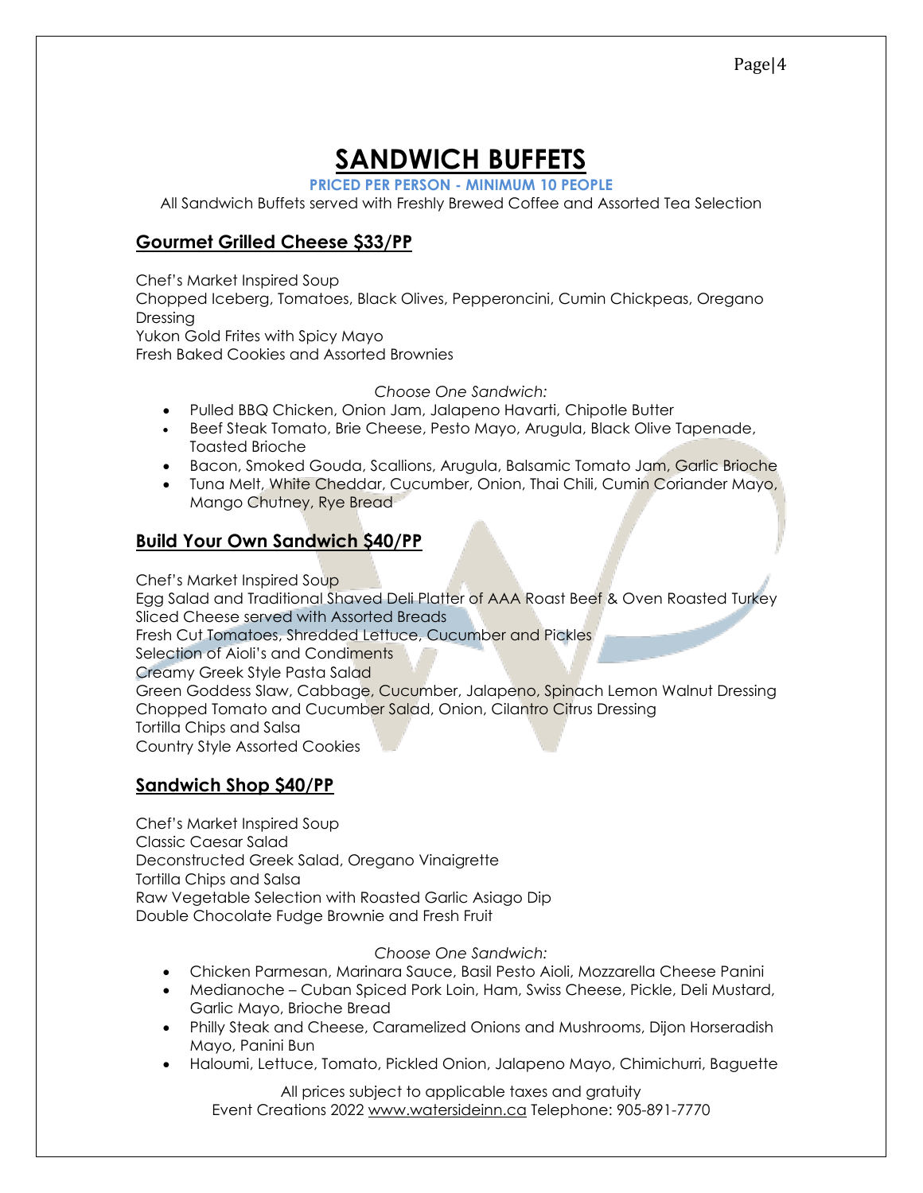# SANDWICH BUFFETS

**PRICED PER PERSON - MINIMUM 10 PEOPLE**

All Sandwich Buffets served with Freshly Brewed Coffee and Assorted Tea Selection

## Gourmet Grilled Cheese $33/PP

Chef's Market Inspired Soup
Chopped Iceberg, Tomatoes, Black Olives, Pepperoncini, Cumin Chickpeas, Oregano Dressing
Yukon Gold Frites with Spicy Mayo
Fresh Baked Cookies and Assorted Brownies

*Choose One Sandwich:*

- Pulled BBQ Chicken, Onion Jam, Jalapeno Havarti, Chipotle Butter
- Beef Steak Tomato, Brie Cheese, Pesto Mayo, Arugula, Black Olive Tapenade, Toasted Brioche
- Bacon, Smoked Gouda, Scallions, Arugula, Balsamic Tomato Jam, Garlic Brioche
- Tuna Melt, White Cheddar, Cucumber, Onion, Thai Chili, Cumin Coriander Mayo, Mango Chutney, Rye Bread

## Build Your Own Sandwich $40/PP

Chef's Market Inspired Soup
Egg Salad and Traditional Shaved Deli Platter of AAA Roast Beef & Oven Roasted Turkey
Sliced Cheese served with Assorted Breads
Fresh Cut Tomatoes, Shredded Lettuce, Cucumber and Pickles
Selection of Aioli's and Condiments
Creamy Greek Style Pasta Salad
Green Goddess Slaw, Cabbage, Cucumber, Jalapeno, Spinach Lemon Walnut Dressing
Chopped Tomato and Cucumber Salad, Onion, Cilantro Citrus Dressing
Tortilla Chips and Salsa
Country Style Assorted Cookies

## Sandwich Shop $40/PP

Chef's Market Inspired Soup
Classic Caesar Salad
Deconstructed Greek Salad, Oregano Vinaigrette
Tortilla Chips and Salsa
Raw Vegetable Selection with Roasted Garlic Asiago Dip
Double Chocolate Fudge Brownie and Fresh Fruit

*Choose One Sandwich:*

- Chicken Parmesan, Marinara Sauce, Basil Pesto Aioli, Mozzarella Cheese Panini
- Medianoche – Cuban Spiced Pork Loin, Ham, Swiss Cheese, Pickle, Deli Mustard, Garlic Mayo, Brioche Bread
- Philly Steak and Cheese, Caramelized Onions and Mushrooms, Dijon Horseradish Mayo, Panini Bun
- Haloumi, Lettuce, Tomato, Pickled Onion, Jalapeno Mayo, Chimichurri, Baguette

All prices subject to applicable taxes and gratuity
Event Creations 2022 www.watersideinn.ca Telephone: 905-891-7770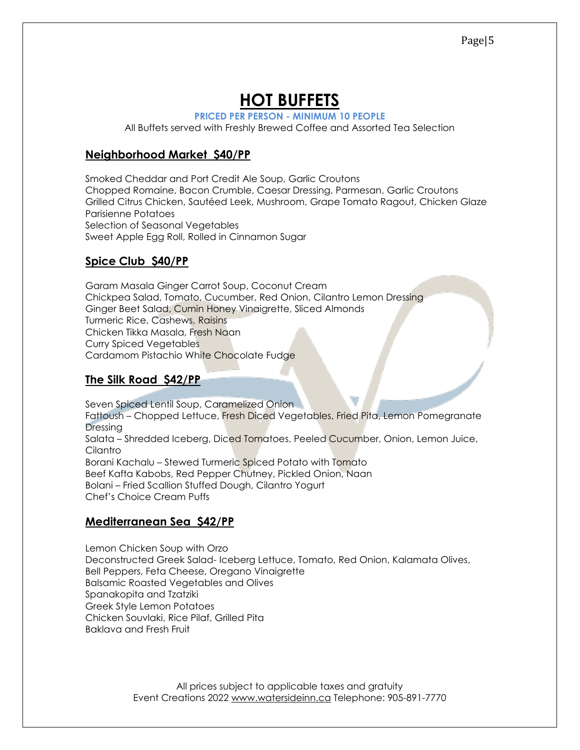# HOT BUFFETS

**PRICED PER PERSON - MINIMUM 10 PEOPLE**

All Buffets served with Freshly Brewed Coffee and Assorted Tea Selection

## Neighborhood Market $40/PP

Smoked Cheddar and Port Credit Ale Soup, Garlic Croutons
Chopped Romaine, Bacon Crumble, Caesar Dressing, Parmesan, Garlic Croutons
Grilled Citrus Chicken, Sautéed Leek, Mushroom, Grape Tomato Ragout, Chicken Glaze
Parisienne Potatoes
Selection of Seasonal Vegetables
Sweet Apple Egg Roll, Rolled in Cinnamon Sugar

## Spice Club $40/PP

Garam Masala Ginger Carrot Soup, Coconut Cream
Chickpea Salad, Tomato, Cucumber, Red Onion, Cilantro Lemon Dressing
Ginger Beet Salad, Cumin Honey Vinaigrette, Sliced Almonds
Turmeric Rice, Cashews, Raisins
Chicken Tikka Masala, Fresh Naan
Curry Spiced Vegetables
Cardamom Pistachio White Chocolate Fudge

## The Silk Road $42/PP

Seven Spiced Lentil Soup, Caramelized Onion
Fattoush – Chopped Lettuce, Fresh Diced Vegetables, Fried Pita, Lemon Pomegranate Dressing
Salata – Shredded Iceberg, Diced Tomatoes, Peeled Cucumber, Onion, Lemon Juice, Cilantro
Borani Kachalu – Stewed Turmeric Spiced Potato with Tomato
Beef Kafta Kabobs, Red Pepper Chutney, Pickled Onion, Naan
Bolani – Fried Scallion Stuffed Dough, Cilantro Yogurt
Chef's Choice Cream Puffs

## Mediterranean Sea $42/PP

Lemon Chicken Soup with Orzo
Deconstructed Greek Salad- Iceberg Lettuce, Tomato, Red Onion, Kalamata Olives, Bell Peppers, Feta Cheese, Oregano Vinaigrette
Balsamic Roasted Vegetables and Olives
Spanakopita and Tzatziki
Greek Style Lemon Potatoes
Chicken Souvlaki, Rice Pilaf, Grilled Pita
Baklava and Fresh Fruit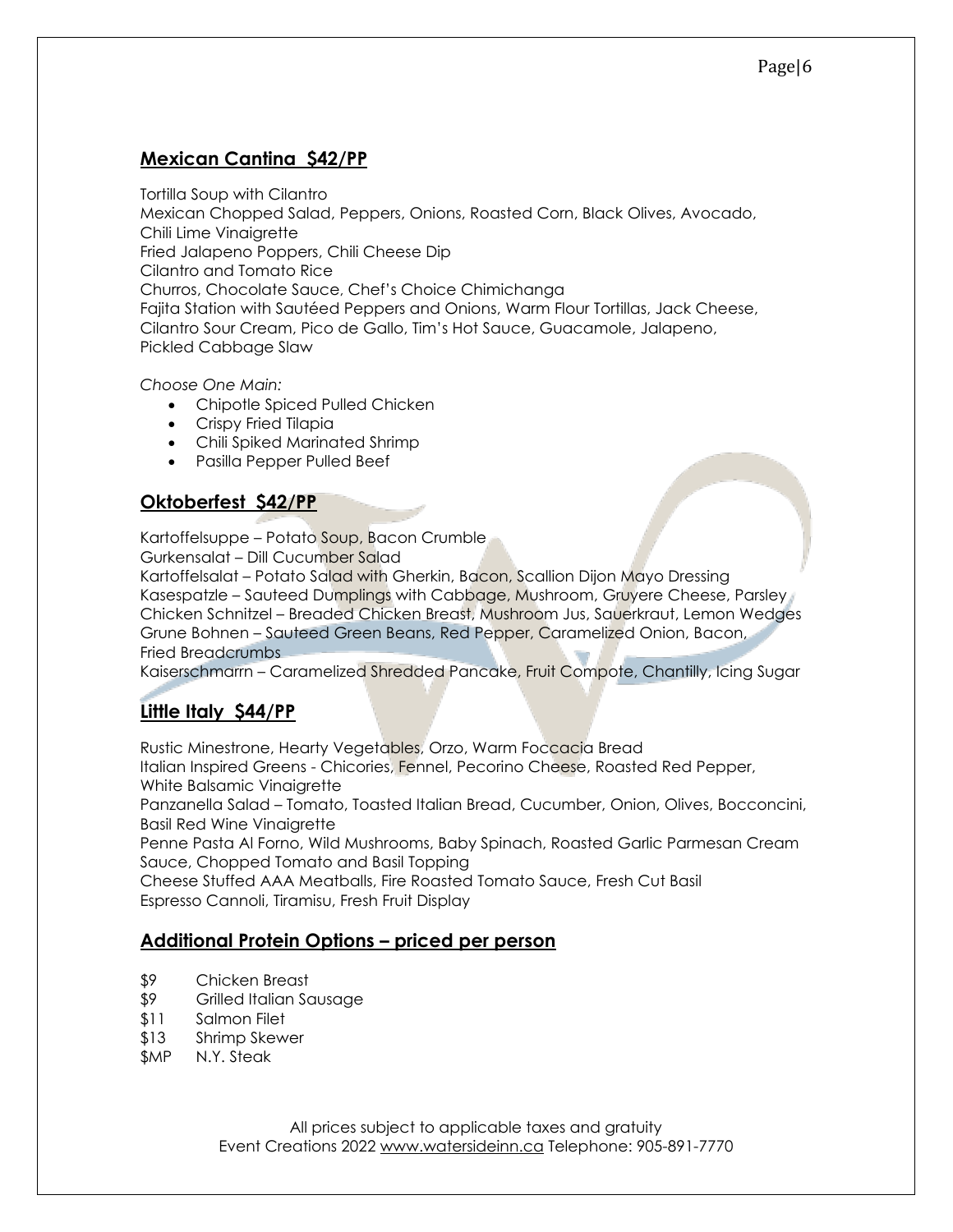## Mexican Cantina  $42/PP

Tortilla Soup with Cilantro
Mexican Chopped Salad, Peppers, Onions, Roasted Corn, Black Olives, Avocado, Chili Lime Vinaigrette
Fried Jalapeno Poppers, Chili Cheese Dip
Cilantro and Tomato Rice
Churros, Chocolate Sauce, Chef's Choice Chimichanga
Fajita Station with Sautéed Peppers and Onions, Warm Flour Tortillas, Jack Cheese, Cilantro Sour Cream, Pico de Gallo, Tim's Hot Sauce, Guacamole, Jalapeno, Pickled Cabbage Slaw

*Choose One Main:*

- Chipotle Spiced Pulled Chicken
- Crispy Fried Tilapia
- Chili Spiked Marinated Shrimp
- Pasilla Pepper Pulled Beef

## Oktoberfest  $42/PP

Kartoffelsuppe – Potato Soup, Bacon Crumble
Gurkensalat – Dill Cucumber Salad
Kartoffelsalat – Potato Salad with Gherkin, Bacon, Scallion Dijon Mayo Dressing
Kasespatzle – Sauteed Dumplings with Cabbage, Mushroom, Gruyere Cheese, Parsley
Chicken Schnitzel – Breaded Chicken Breast, Mushroom Jus, Sauerkraut, Lemon Wedges
Grune Bohnen – Sauteed Green Beans, Red Pepper, Caramelized Onion, Bacon, Fried Breadcrumbs
Kaiserschmarrn – Caramelized Shredded Pancake, Fruit Compote, Chantilly, Icing Sugar

## Little Italy  $44/PP

Rustic Minestrone, Hearty Vegetables, Orzo, Warm Foccacia Bread
Italian Inspired Greens - Chicories, Fennel, Pecorino Cheese, Roasted Red Pepper, White Balsamic Vinaigrette
Panzanella Salad – Tomato, Toasted Italian Bread, Cucumber, Onion, Olives, Bocconcini, Basil Red Wine Vinaigrette
Penne Pasta Al Forno, Wild Mushrooms, Baby Spinach, Roasted Garlic Parmesan Cream Sauce, Chopped Tomato and Basil Topping
Cheese Stuffed AAA Meatballs, Fire Roasted Tomato Sauce, Fresh Cut Basil
Espresso Cannoli, Tiramisu, Fresh Fruit Display

## Additional Protein Options – priced per person

| | |
|---|---|
| $9 | Chicken Breast |
| $9 | Grilled Italian Sausage |
| $11 | Salmon Filet |
| $13 | Shrimp Skewer |
| $MP | N.Y. Steak |

All prices subject to applicable taxes and gratuity
Event Creations 2022 www.watersideinn.ca Telephone: 905-891-7770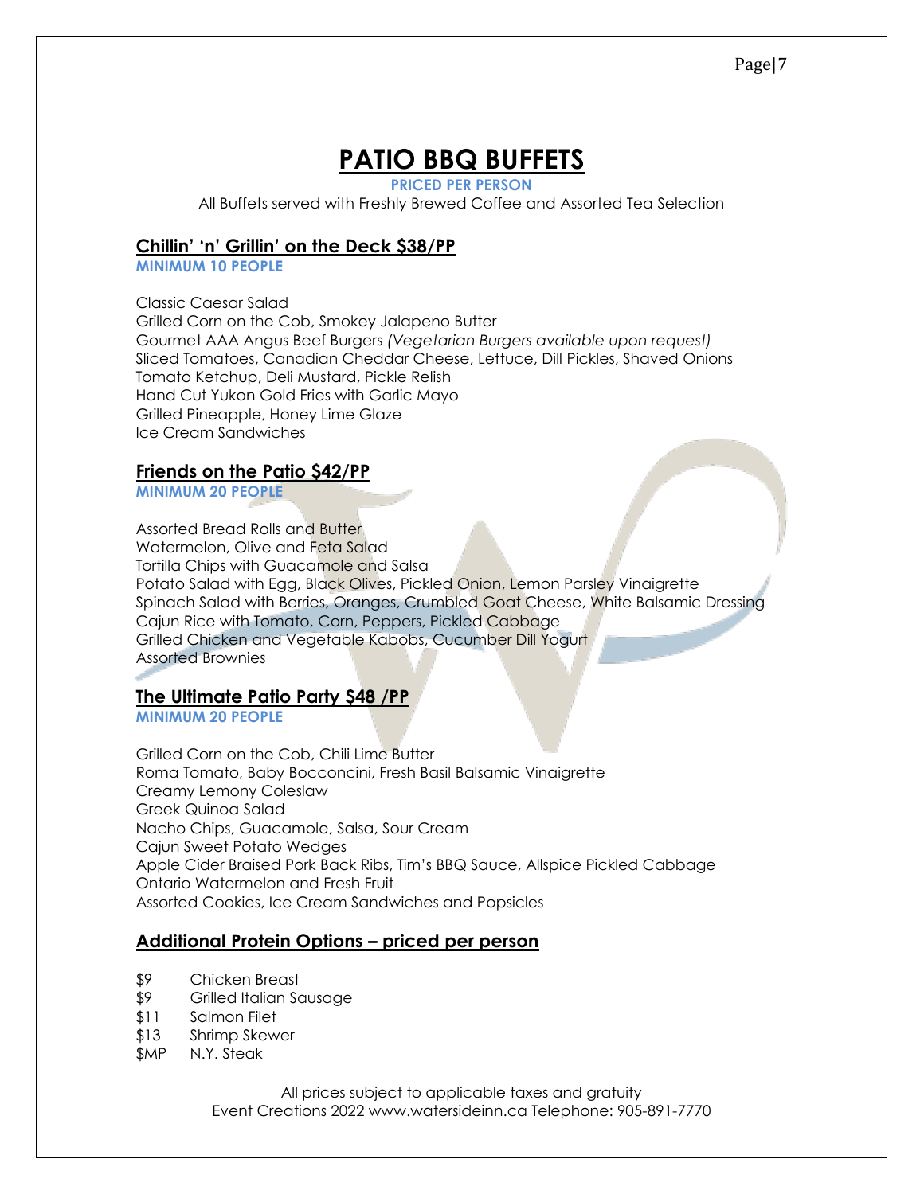# PATIO BBQ BUFFETS

**PRICED PER PERSON**

All Buffets served with Freshly Brewed Coffee and Assorted Tea Selection

## Chillin' 'n' Grillin' on the Deck $38/PP

**MINIMUM 10 PEOPLE**

Classic Caesar Salad
Grilled Corn on the Cob, Smokey Jalapeno Butter
Gourmet AAA Angus Beef Burgers *(Vegetarian Burgers available upon request)*
Sliced Tomatoes, Canadian Cheddar Cheese, Lettuce, Dill Pickles, Shaved Onions
Tomato Ketchup, Deli Mustard, Pickle Relish
Hand Cut Yukon Gold Fries with Garlic Mayo
Grilled Pineapple, Honey Lime Glaze
Ice Cream Sandwiches

## Friends on the Patio $42/PP

**MINIMUM 20 PEOPLE**

Assorted Bread Rolls and Butter
Watermelon, Olive and Feta Salad
Tortilla Chips with Guacamole and Salsa
Potato Salad with Egg, Black Olives, Pickled Onion, Lemon Parsley Vinaigrette
Spinach Salad with Berries, Oranges, Crumbled Goat Cheese, White Balsamic Dressing
Cajun Rice with Tomato, Corn, Peppers, Pickled Cabbage
Grilled Chicken and Vegetable Kabobs, Cucumber Dill Yogurt
Assorted Brownies

## The Ultimate Patio Party $48 /PP

**MINIMUM 20 PEOPLE**

Grilled Corn on the Cob, Chili Lime Butter
Roma Tomato, Baby Bocconcini, Fresh Basil Balsamic Vinaigrette
Creamy Lemony Coleslaw
Greek Quinoa Salad
Nacho Chips, Guacamole, Salsa, Sour Cream
Cajun Sweet Potato Wedges
Apple Cider Braised Pork Back Ribs, Tim's BBQ Sauce, Allspice Pickled Cabbage
Ontario Watermelon and Fresh Fruit
Assorted Cookies, Ice Cream Sandwiches and Popsicles

## Additional Protein Options – priced per person

- $9 Chicken Breast
- $9 Grilled Italian Sausage
- $11 Salmon Filet
- $13 Shrimp Skewer
- $MP N.Y. Steak

All prices subject to applicable taxes and gratuity
Event Creations 2022 www.watersideinn.ca Telephone: 905-891-7770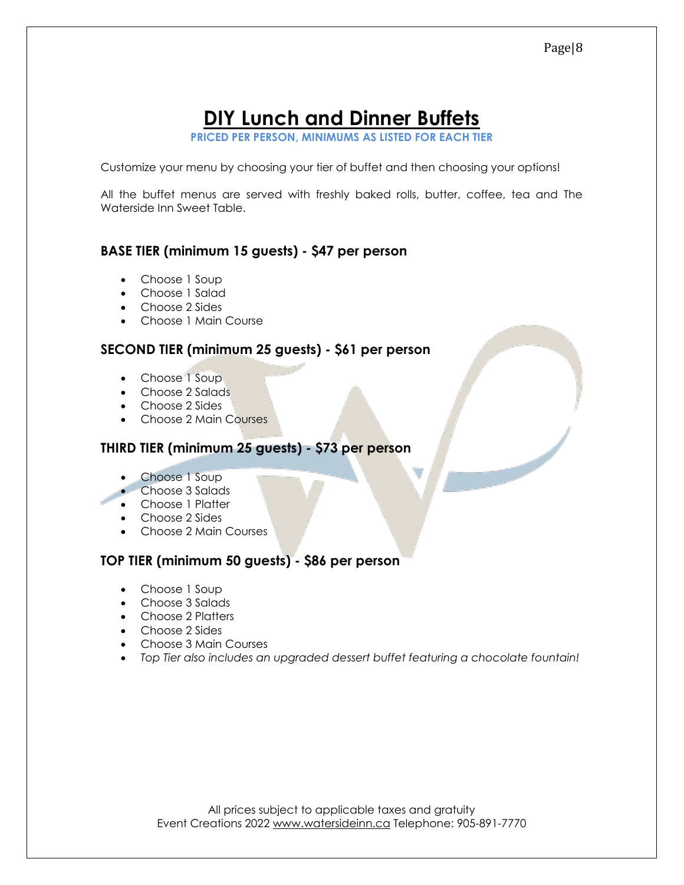# DIY Lunch and Dinner Buffets

**PRICED PER PERSON, MINIMUMS AS LISTED FOR EACH TIER**

Customize your menu by choosing your tier of buffet and then choosing your options!

All the buffet menus are served with freshly baked rolls, butter, coffee, tea and The Waterside Inn Sweet Table.

### BASE TIER (minimum 15 guests) - $47 per person

- Choose 1 Soup
- Choose 1 Salad
- Choose 2 Sides
- Choose 1 Main Course

### SECOND TIER (minimum 25 guests) - $61 per person

- Choose 1 Soup
- Choose 2 Salads
- Choose 2 Sides
- Choose 2 Main Courses

### THIRD TIER (minimum 25 guests) - $73 per person

- Choose 1 Soup
- Choose 3 Salads
- Choose 1 Platter
- Choose 2 Sides
- Choose 2 Main Courses

### TOP TIER (minimum 50 guests) - $86 per person

- Choose 1 Soup
- Choose 3 Salads
- Choose 2 Platters
- Choose 2 Sides
- Choose 3 Main Courses
- *Top Tier also includes an upgraded dessert buffet featuring a chocolate fountain!*

All prices subject to applicable taxes and gratuity
Event Creations 2022 www.watersideinn.ca Telephone: 905-891-7770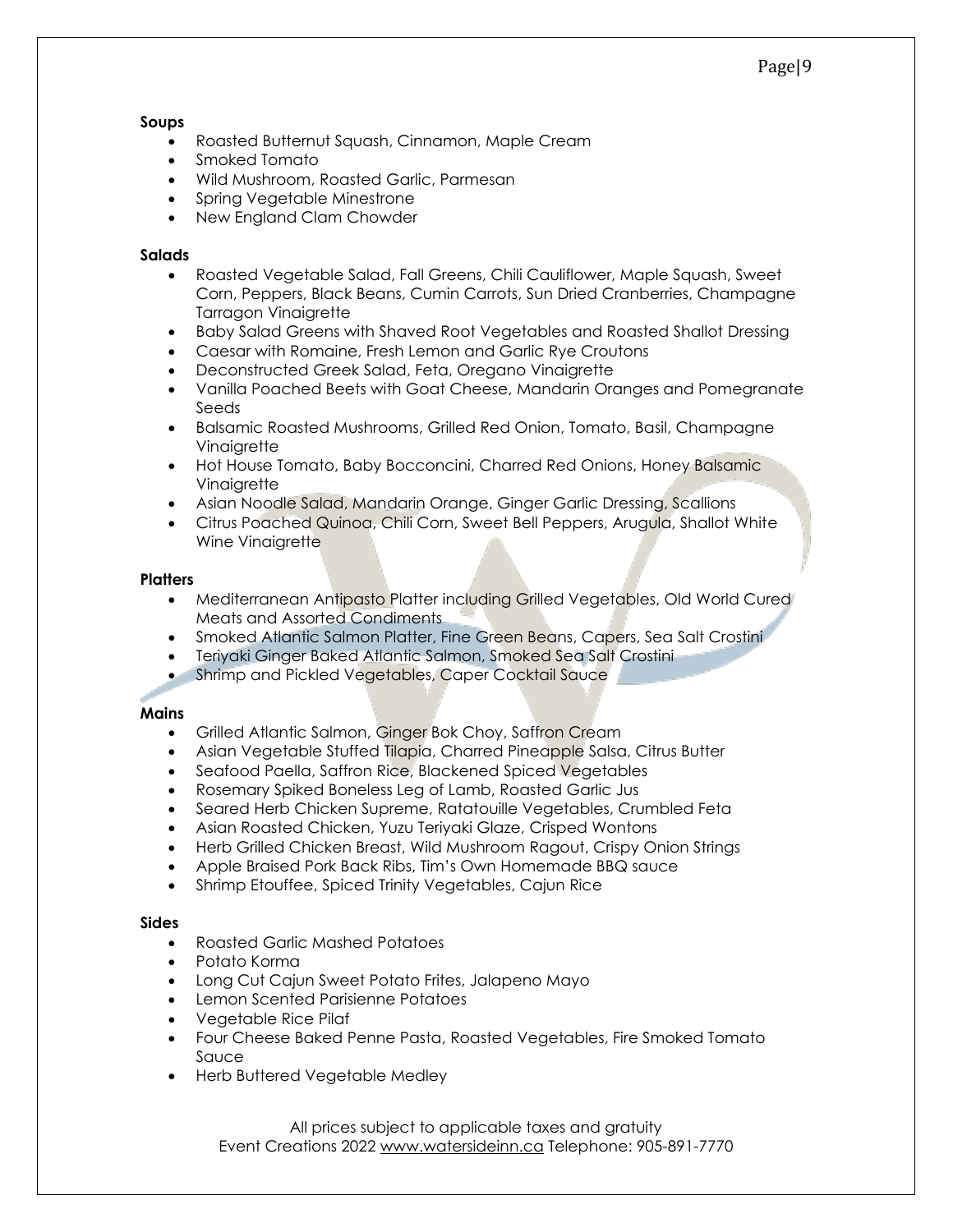**Soups**

- Roasted Butternut Squash, Cinnamon, Maple Cream
- Smoked Tomato
- Wild Mushroom, Roasted Garlic, Parmesan
- Spring Vegetable Minestrone
- New England Clam Chowder

**Salads**

- Roasted Vegetable Salad, Fall Greens, Chili Cauliflower, Maple Squash, Sweet Corn, Peppers, Black Beans, Cumin Carrots, Sun Dried Cranberries, Champagne Tarragon Vinaigrette
- Baby Salad Greens with Shaved Root Vegetables and Roasted Shallot Dressing
- Caesar with Romaine, Fresh Lemon and Garlic Rye Croutons
- Deconstructed Greek Salad, Feta, Oregano Vinaigrette
- Vanilla Poached Beets with Goat Cheese, Mandarin Oranges and Pomegranate Seeds
- Balsamic Roasted Mushrooms, Grilled Red Onion, Tomato, Basil, Champagne Vinaigrette
- Hot House Tomato, Baby Bocconcini, Charred Red Onions, Honey Balsamic Vinaigrette
- Asian Noodle Salad, Mandarin Orange, Ginger Garlic Dressing, Scallions
- Citrus Poached Quinoa, Chili Corn, Sweet Bell Peppers, Arugula, Shallot White Wine Vinaigrette

**Platters**

- Mediterranean Antipasto Platter including Grilled Vegetables, Old World Cured Meats and Assorted Condiments
- Smoked Atlantic Salmon Platter, Fine Green Beans, Capers, Sea Salt Crostini
- Teriyaki Ginger Baked Atlantic Salmon, Smoked Sea Salt Crostini
- Shrimp and Pickled Vegetables, Caper Cocktail Sauce

**Mains**

- Grilled Atlantic Salmon, Ginger Bok Choy, Saffron Cream
- Asian Vegetable Stuffed Tilapia, Charred Pineapple Salsa, Citrus Butter
- Seafood Paella, Saffron Rice, Blackened Spiced Vegetables
- Rosemary Spiked Boneless Leg of Lamb, Roasted Garlic Jus
- Seared Herb Chicken Supreme, Ratatouille Vegetables, Crumbled Feta
- Asian Roasted Chicken, Yuzu Teriyaki Glaze, Crisped Wontons
- Herb Grilled Chicken Breast, Wild Mushroom Ragout, Crispy Onion Strings
- Apple Braised Pork Back Ribs, Tim's Own Homemade BBQ sauce
- Shrimp Etouffee, Spiced Trinity Vegetables, Cajun Rice

**Sides**

- Roasted Garlic Mashed Potatoes
- Potato Korma
- Long Cut Cajun Sweet Potato Frites, Jalapeno Mayo
- Lemon Scented Parisienne Potatoes
- Vegetable Rice Pilaf
- Four Cheese Baked Penne Pasta, Roasted Vegetables, Fire Smoked Tomato Sauce
- Herb Buttered Vegetable Medley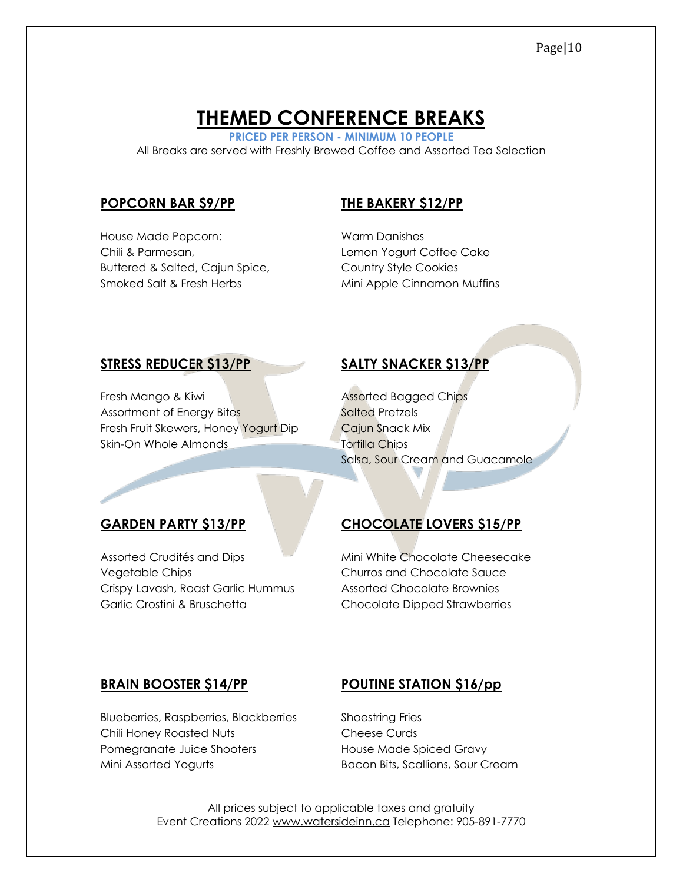# THEMED CONFERENCE BREAKS

**PRICED PER PERSON - MINIMUM 10 PEOPLE**

All Breaks are served with Freshly Brewed Coffee and Assorted Tea Selection

## POPCORN BAR $9/PP

House Made Popcorn:
Chili & Parmesan,
Buttered & Salted, Cajun Spice,
Smoked Salt & Fresh Herbs

## THE BAKERY $12/PP

Warm Danishes
Lemon Yogurt Coffee Cake
Country Style Cookies
Mini Apple Cinnamon Muffins

## STRESS REDUCER $13/PP

Fresh Mango & Kiwi
Assortment of Energy Bites
Fresh Fruit Skewers, Honey Yogurt Dip
Skin-On Whole Almonds

## SALTY SNACKER $13/PP

Assorted Bagged Chips
Salted Pretzels
Cajun Snack Mix
Tortilla Chips
Salsa, Sour Cream and Guacamole

## GARDEN PARTY $13/PP

Assorted Crudités and Dips
Vegetable Chips
Crispy Lavash, Roast Garlic Hummus
Garlic Crostini & Bruschetta

## CHOCOLATE LOVERS $15/PP

Mini White Chocolate Cheesecake
Churros and Chocolate Sauce
Assorted Chocolate Brownies
Chocolate Dipped Strawberries

## BRAIN BOOSTER $14/PP

Blueberries, Raspberries, Blackberries
Chili Honey Roasted Nuts
Pomegranate Juice Shooters
Mini Assorted Yogurts

## POUTINE STATION $16/pp

Shoestring Fries
Cheese Curds
House Made Spiced Gravy
Bacon Bits, Scallions, Sour Cream

All prices subject to applicable taxes and gratuity
Event Creations 2022 www.watersideinn.ca Telephone: 905-891-7770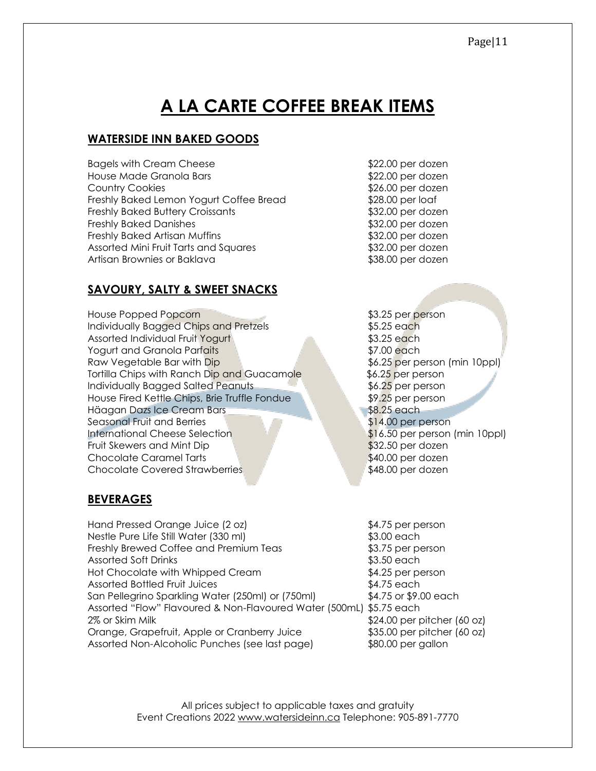# A LA CARTE COFFEE BREAK ITEMS

## WATERSIDE INN BAKED GOODS

| Item | Price |
| --- | --- |
| Bagels with Cream Cheese | $22.00 per dozen |
| House Made Granola Bars | $22.00 per dozen |
| Country Cookies | $26.00 per dozen |
| Freshly Baked Lemon Yogurt Coffee Bread | $28.00 per loaf |
| Freshly Baked Buttery Croissants | $32.00 per dozen |
| Freshly Baked Danishes | $32.00 per dozen |
| Freshly Baked Artisan Muffins | $32.00 per dozen |
| Assorted Mini Fruit Tarts and Squares | $32.00 per dozen |
| Artisan Brownies or Baklava | $38.00 per dozen |

## SAVOURY, SALTY & SWEET SNACKS

| Item | Price |
| --- | --- |
| House Popped Popcorn | $3.25 per person |
| Individually Bagged Chips and Pretzels | $5.25 each |
| Assorted Individual Fruit Yogurt | $3.25 each |
| Yogurt and Granola Parfaits | $7.00 each |
| Raw Vegetable Bar with Dip | $6.25 per person (min 10ppl) |
| Tortilla Chips with Ranch Dip and Guacamole | $6.25 per person |
| Individually Bagged Salted Peanuts | $6.25 per person |
| House Fired Kettle Chips, Brie Truffle Fondue | $9.25 per person |
| Häagan Dazs Ice Cream Bars | $8.25 each |
| Seasonal Fruit and Berries | $14.00 per person |
| International Cheese Selection | $16.50 per person (min 10ppl) |
| Fruit Skewers and Mint Dip | $32.50 per dozen |
| Chocolate Caramel Tarts | $40.00 per dozen |
| Chocolate Covered Strawberries | $48.00 per dozen |

## BEVERAGES

| Item | Price |
| --- | --- |
| Hand Pressed Orange Juice (2 oz) | $4.75 per person |
| Nestle Pure Life Still Water (330 ml) | $3.00 each |
| Freshly Brewed Coffee and Premium Teas | $3.75 per person |
| Assorted Soft Drinks | $3.50 each |
| Hot Chocolate with Whipped Cream | $4.25 per person |
| Assorted Bottled Fruit Juices | $4.75 each |
| San Pellegrino Sparkling Water (250ml) or (750ml) | $4.75 or $9.00 each |
| Assorted "Flow" Flavoured & Non-Flavoured Water (500mL) | $5.75 each |
| 2% or Skim Milk | $24.00 per pitcher (60 oz) |
| Orange, Grapefruit, Apple or Cranberry Juice | $35.00 per pitcher (60 oz) |
| Assorted Non-Alcoholic Punches (see last page) | $80.00 per gallon |

All prices subject to applicable taxes and gratuity
Event Creations 2022 www.watersideinn.ca Telephone: 905-891-7770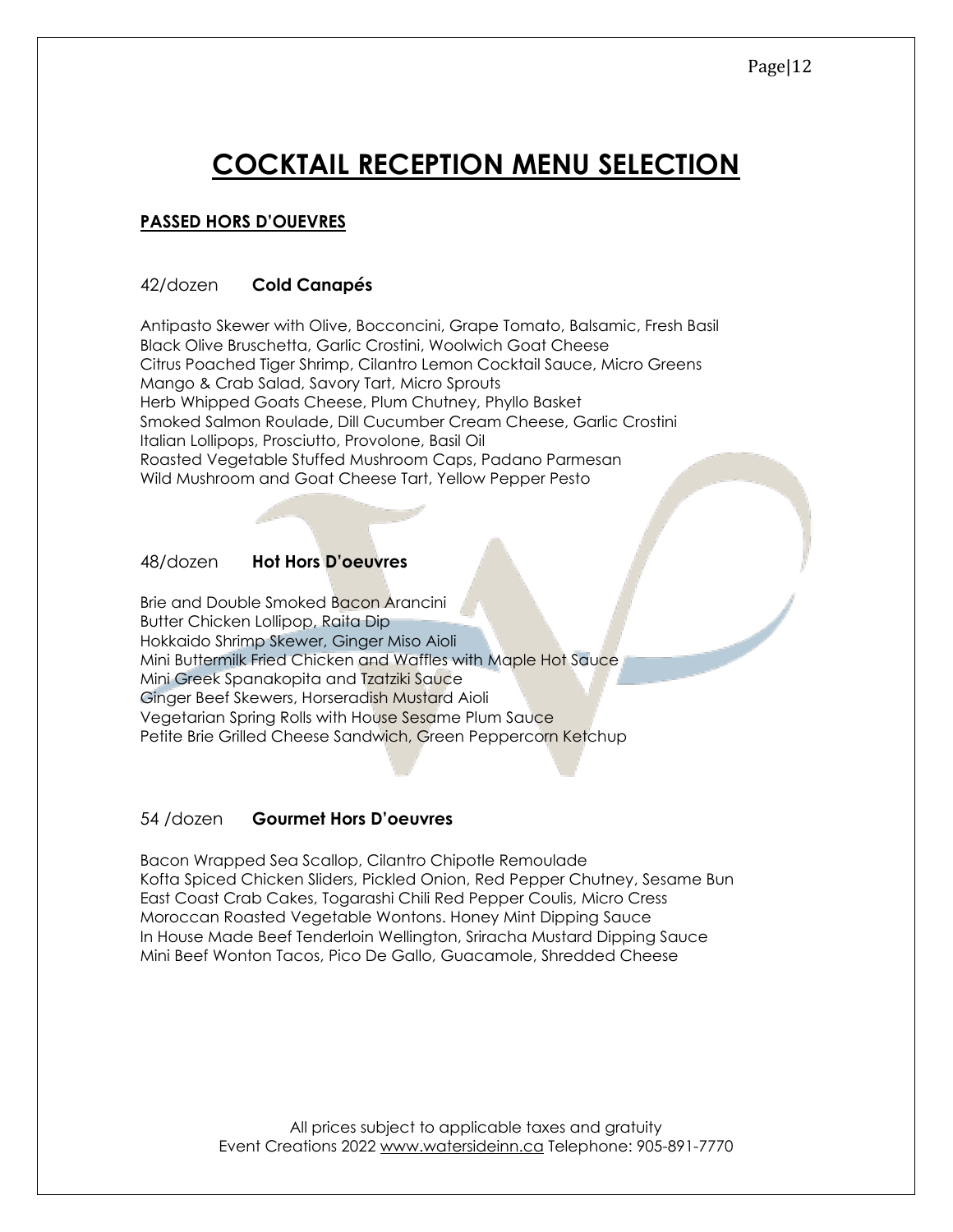# COCKTAIL RECEPTION MENU SELECTION

## PASSED HORS D'OUEVRES

### 42/dozen **Cold Canapés**

Antipasto Skewer with Olive, Bocconcini, Grape Tomato, Balsamic, Fresh Basil
Black Olive Bruschetta, Garlic Crostini, Woolwich Goat Cheese
Citrus Poached Tiger Shrimp, Cilantro Lemon Cocktail Sauce, Micro Greens
Mango & Crab Salad, Savory Tart, Micro Sprouts
Herb Whipped Goats Cheese, Plum Chutney, Phyllo Basket
Smoked Salmon Roulade, Dill Cucumber Cream Cheese, Garlic Crostini
Italian Lollipops, Prosciutto, Provolone, Basil Oil
Roasted Vegetable Stuffed Mushroom Caps, Padano Parmesan
Wild Mushroom and Goat Cheese Tart, Yellow Pepper Pesto

### 48/dozen **Hot Hors D'oeuvres**

Brie and Double Smoked Bacon Arancini
Butter Chicken Lollipop, Raita Dip
Hokkaido Shrimp Skewer, Ginger Miso Aioli
Mini Buttermilk Fried Chicken and Waffles with Maple Hot Sauce
Mini Greek Spanakopita and Tzatziki Sauce
Ginger Beef Skewers, Horseradish Mustard Aioli
Vegetarian Spring Rolls with House Sesame Plum Sauce
Petite Brie Grilled Cheese Sandwich, Green Peppercorn Ketchup

### 54 /dozen **Gourmet Hors D'oeuvres**

Bacon Wrapped Sea Scallop, Cilantro Chipotle Remoulade
Kofta Spiced Chicken Sliders, Pickled Onion, Red Pepper Chutney, Sesame Bun
East Coast Crab Cakes, Togarashi Chili Red Pepper Coulis, Micro Cress
Moroccan Roasted Vegetable Wontons. Honey Mint Dipping Sauce
In House Made Beef Tenderloin Wellington, Sriracha Mustard Dipping Sauce
Mini Beef Wonton Tacos, Pico De Gallo, Guacamole, Shredded Cheese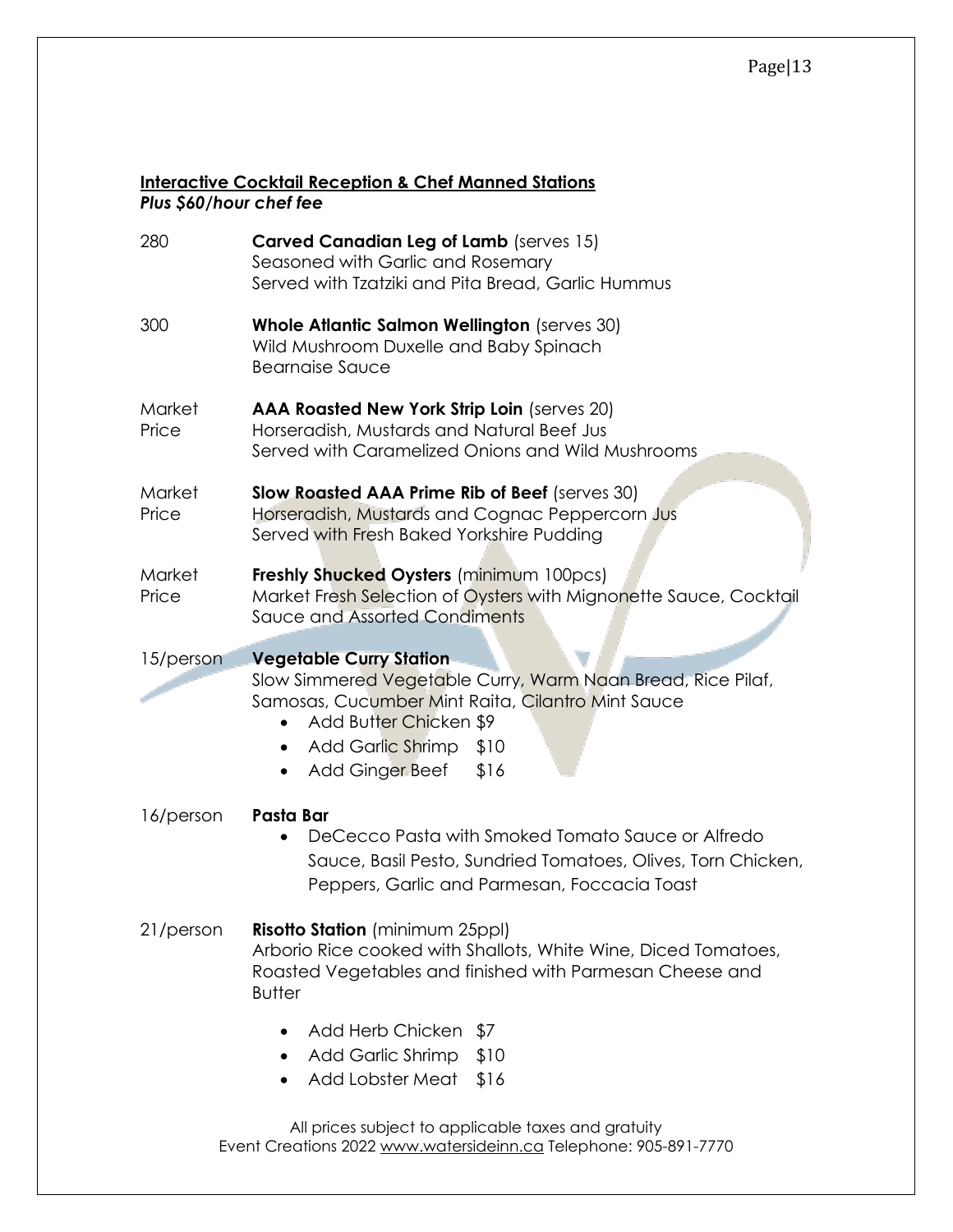## Interactive Cocktail Reception & Chef Manned Stations

***Plus $60/hour chef fee***

| Price | Item |
|---|---|
| 280 | **Carved Canadian Leg of Lamb** (serves 15)<br>Seasoned with Garlic and Rosemary<br>Served with Tzatziki and Pita Bread, Garlic Hummus |
| 300 | **Whole Atlantic Salmon Wellington** (serves 30)<br>Wild Mushroom Duxelle and Baby Spinach<br>Bearnaise Sauce |
| Market Price | **AAA Roasted New York Strip Loin** (serves 20)<br>Horseradish, Mustards and Natural Beef Jus<br>Served with Caramelized Onions and Wild Mushrooms |
| Market Price | **Slow Roasted AAA Prime Rib of Beef** (serves 30)<br>Horseradish, Mustards and Cognac Peppercorn Jus<br>Served with Fresh Baked Yorkshire Pudding |
| Market Price | **Freshly Shucked Oysters** (minimum 100pcs)<br>Market Fresh Selection of Oysters with Mignonette Sauce, Cocktail Sauce and Assorted Condiments |
| 15/person | **Vegetable Curry Station**<br>Slow Simmered Vegetable Curry, Warm Naan Bread, Rice Pilaf, Samosas, Cucumber Mint Raita, Cilantro Mint Sauce<br>• Add Butter Chicken $9<br>• Add Garlic Shrimp $10<br>• Add Ginger Beef $16 |
| 16/person | **Pasta Bar**<br>• DeCecco Pasta with Smoked Tomato Sauce or Alfredo Sauce, Basil Pesto, Sundried Tomatoes, Olives, Torn Chicken, Peppers, Garlic and Parmesan, Foccacia Toast |
| 21/person | **Risotto Station** (minimum 25ppl)<br>Arborio Rice cooked with Shallots, White Wine, Diced Tomatoes, Roasted Vegetables and finished with Parmesan Cheese and Butter<br>• Add Herb Chicken $7<br>• Add Garlic Shrimp $10<br>• Add Lobster Meat $16 |

All prices subject to applicable taxes and gratuity

Event Creations 2022 www.watersideinn.ca Telephone: 905-891-7770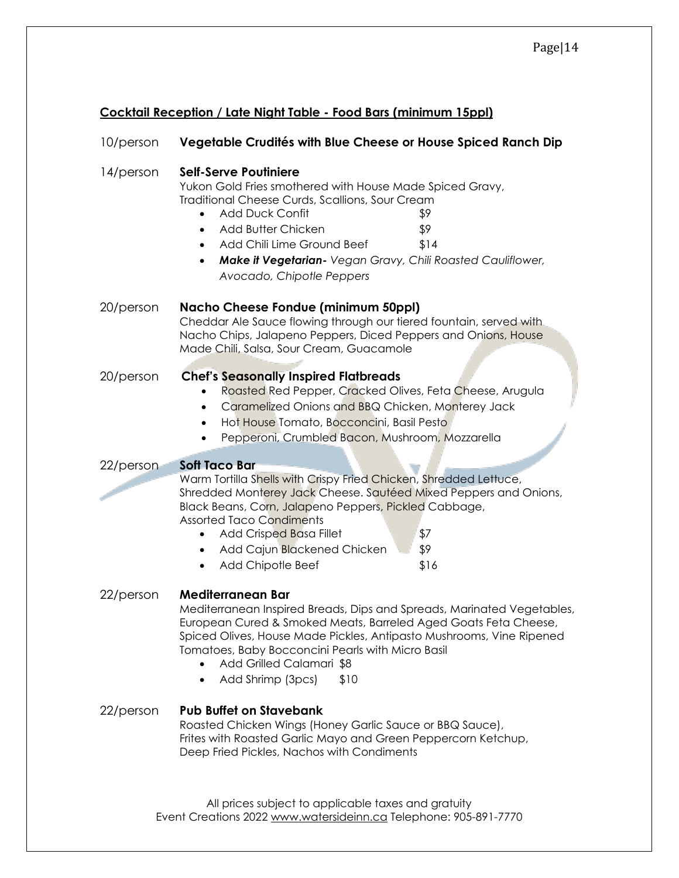## Cocktail Reception / Late Night Table - Food Bars (minimum 15ppl)

10/person **Vegetable Crudités with Blue Cheese or House Spiced Ranch Dip**

14/person **Self-Serve Poutiniere**

Yukon Gold Fries smothered with House Made Spiced Gravy, Traditional Cheese Curds, Scallions, Sour Cream

- Add Duck Confit $9
- Add Butter Chicken $9
- Add Chili Lime Ground Beef $14
- ***Make it Vegetarian-*** *Vegan Gravy, Chili Roasted Cauliflower, Avocado, Chipotle Peppers*

20/person **Nacho Cheese Fondue (minimum 50ppl)**

Cheddar Ale Sauce flowing through our tiered fountain, served with Nacho Chips, Jalapeno Peppers, Diced Peppers and Onions, House Made Chili, Salsa, Sour Cream, Guacamole

20/person **Chef's Seasonally Inspired Flatbreads**

- Roasted Red Pepper, Cracked Olives, Feta Cheese, Arugula
- Caramelized Onions and BBQ Chicken, Monterey Jack
- Hot House Tomato, Bocconcini, Basil Pesto
- Pepperoni, Crumbled Bacon, Mushroom, Mozzarella

22/person **Soft Taco Bar**

Warm Tortilla Shells with Crispy Fried Chicken, Shredded Lettuce, Shredded Monterey Jack Cheese. Sautéed Mixed Peppers and Onions, Black Beans, Corn, Jalapeno Peppers, Pickled Cabbage, Assorted Taco Condiments

- Add Crisped Basa Fillet $7
- Add Cajun Blackened Chicken $9
- Add Chipotle Beef $16

22/person **Mediterranean Bar**

Mediterranean Inspired Breads, Dips and Spreads, Marinated Vegetables, European Cured & Smoked Meats, Barreled Aged Goats Feta Cheese, Spiced Olives, House Made Pickles, Antipasto Mushrooms, Vine Ripened Tomatoes, Baby Bocconcini Pearls with Micro Basil

- Add Grilled Calamari $8
- Add Shrimp (3pcs) $10

22/person **Pub Buffet on Stavebank**

Roasted Chicken Wings (Honey Garlic Sauce or BBQ Sauce), Frites with Roasted Garlic Mayo and Green Peppercorn Ketchup, Deep Fried Pickles, Nachos with Condiments

All prices subject to applicable taxes and gratuity
Event Creations 2022 www.watersideinn.ca Telephone: 905-891-7770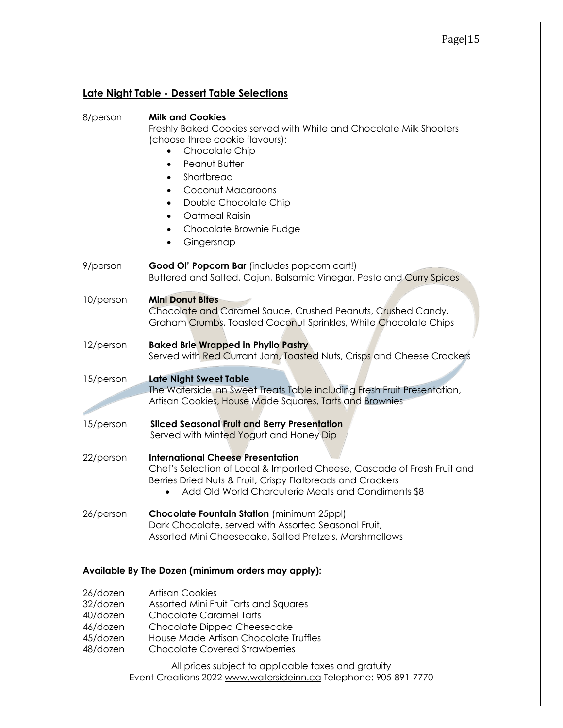## Late Night Table - Dessert Table Selections

8/person **Milk and Cookies**
Freshly Baked Cookies served with White and Chocolate Milk Shooters (choose three cookie flavours):

- Chocolate Chip
- Peanut Butter
- Shortbread
- Coconut Macaroons
- Double Chocolate Chip
- Oatmeal Raisin
- Chocolate Brownie Fudge
- Gingersnap

9/person **Good Ol' Popcorn Bar** (includes popcorn cart!)
Buttered and Salted, Cajun, Balsamic Vinegar, Pesto and Curry Spices

10/person **Mini Donut Bites**
Chocolate and Caramel Sauce, Crushed Peanuts, Crushed Candy, Graham Crumbs, Toasted Coconut Sprinkles, White Chocolate Chips

12/person **Baked Brie Wrapped in Phyllo Pastry**
Served with Red Currant Jam, Toasted Nuts, Crisps and Cheese Crackers

15/person **Late Night Sweet Table**
The Waterside Inn Sweet Treats Table including Fresh Fruit Presentation, Artisan Cookies, House Made Squares, Tarts and Brownies

15/person **Sliced Seasonal Fruit and Berry Presentation**
Served with Minted Yogurt and Honey Dip

22/person **International Cheese Presentation**
Chef's Selection of Local & Imported Cheese, Cascade of Fresh Fruit and Berries Dried Nuts & Fruit, Crispy Flatbreads and Crackers

- Add Old World Charcuterie Meats and Condiments $8

26/person **Chocolate Fountain Station** (minimum 25ppl)
Dark Chocolate, served with Assorted Seasonal Fruit, Assorted Mini Cheesecake, Salted Pretzels, Marshmallows

**Available By The Dozen (minimum orders may apply):**

26/dozen Artisan Cookies
32/dozen Assorted Mini Fruit Tarts and Squares
40/dozen Chocolate Caramel Tarts
46/dozen Chocolate Dipped Cheesecake
45/dozen House Made Artisan Chocolate Truffles
48/dozen Chocolate Covered Strawberries

All prices subject to applicable taxes and gratuity
Event Creations 2022 www.watersideinn.ca Telephone: 905-891-7770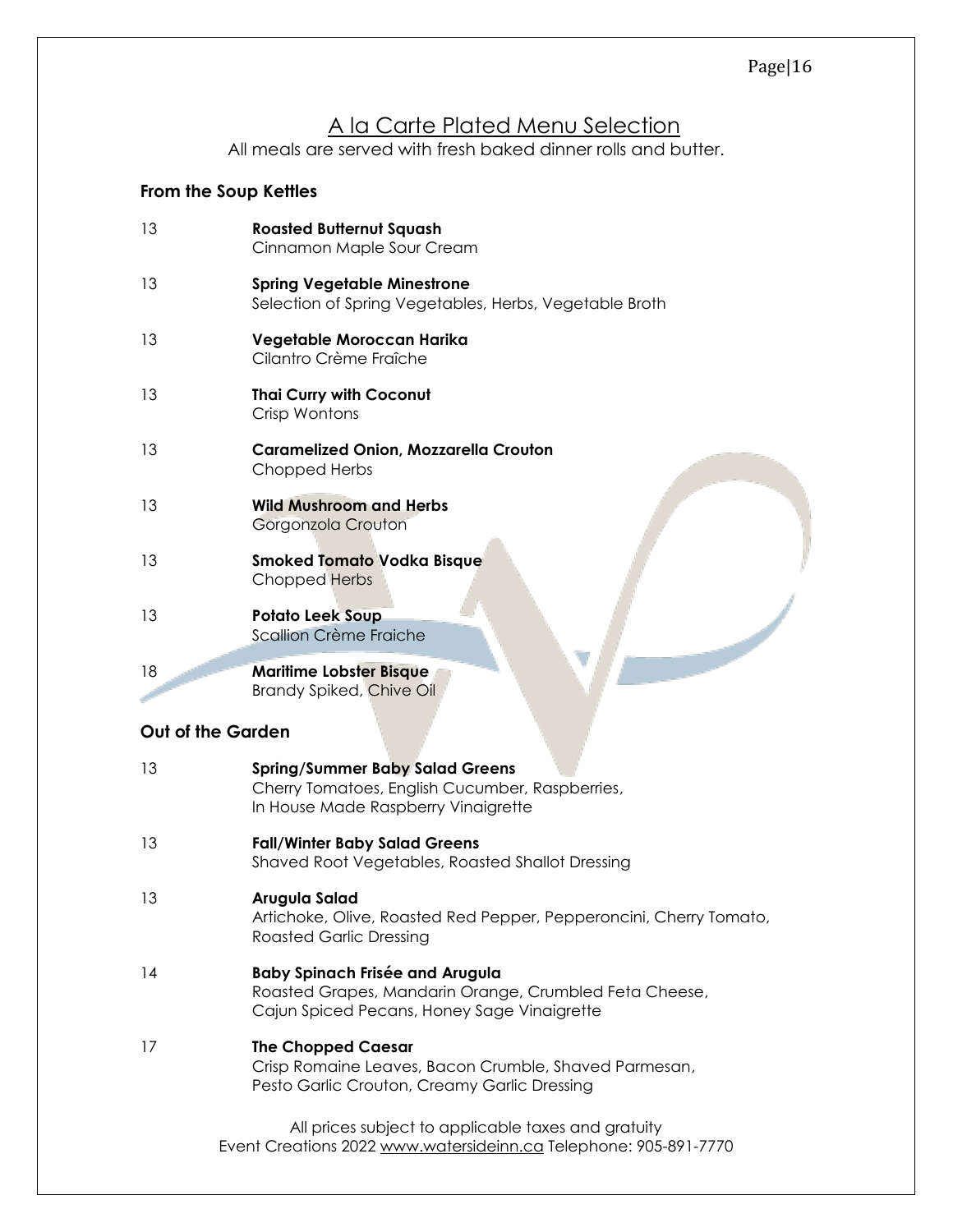# A la Carte Plated Menu Selection

All meals are served with fresh baked dinner rolls and butter.

## From the Soup Kettles

13 **Roasted Butternut Squash**
Cinnamon Maple Sour Cream

13 **Spring Vegetable Minestrone**
Selection of Spring Vegetables, Herbs, Vegetable Broth

13 **Vegetable Moroccan Harika**
Cilantro Crème Fraîche

13 **Thai Curry with Coconut**
Crisp Wontons

13 **Caramelized Onion, Mozzarella Crouton**
Chopped Herbs

13 **Wild Mushroom and Herbs**
Gorgonzola Crouton

13 **Smoked Tomato Vodka Bisque**
Chopped Herbs

13 **Potato Leek Soup**
Scallion Crème Fraiche

18 **Maritime Lobster Bisque**
Brandy Spiked, Chive Oil

## Out of the Garden

13 **Spring/Summer Baby Salad Greens**
Cherry Tomatoes, English Cucumber, Raspberries,
In House Made Raspberry Vinaigrette

13 **Fall/Winter Baby Salad Greens**
Shaved Root Vegetables, Roasted Shallot Dressing

13 **Arugula Salad**
Artichoke, Olive, Roasted Red Pepper, Pepperoncini, Cherry Tomato,
Roasted Garlic Dressing

14 **Baby Spinach Frisée and Arugula**
Roasted Grapes, Mandarin Orange, Crumbled Feta Cheese,
Cajun Spiced Pecans, Honey Sage Vinaigrette

17 **The Chopped Caesar**
Crisp Romaine Leaves, Bacon Crumble, Shaved Parmesan,
Pesto Garlic Crouton, Creamy Garlic Dressing

All prices subject to applicable taxes and gratuity
Event Creations 2022 www.watersideinn.ca Telephone: 905-891-7770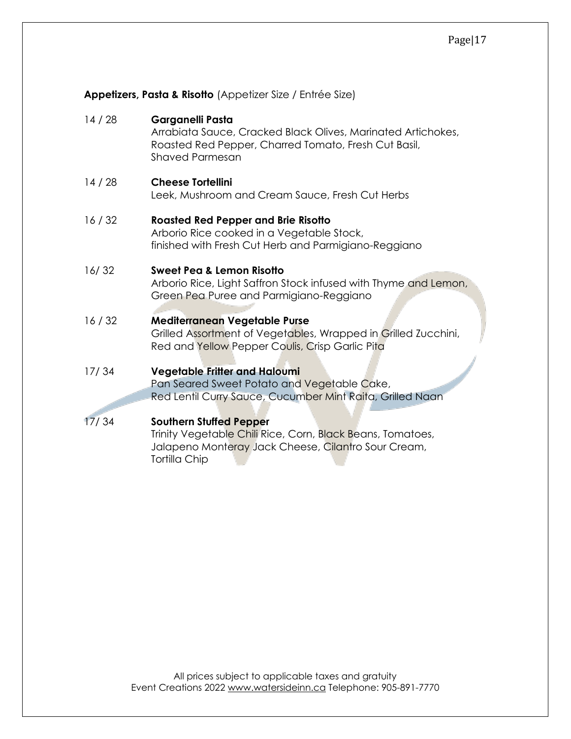**Appetizers, Pasta & Risotto** (Appetizer Size / Entrée Size)

14 / 28 **Garganelli Pasta**
Arrabiata Sauce, Cracked Black Olives, Marinated Artichokes, Roasted Red Pepper, Charred Tomato, Fresh Cut Basil, Shaved Parmesan

14 / 28 **Cheese Tortellini**
Leek, Mushroom and Cream Sauce, Fresh Cut Herbs

16 / 32 **Roasted Red Pepper and Brie Risotto**
Arborio Rice cooked in a Vegetable Stock, finished with Fresh Cut Herb and Parmigiano-Reggiano

16/ 32 **Sweet Pea & Lemon Risotto**
Arborio Rice, Light Saffron Stock infused with Thyme and Lemon, Green Pea Puree and Parmigiano-Reggiano

16 / 32 **Mediterranean Vegetable Purse**
Grilled Assortment of Vegetables, Wrapped in Grilled Zucchini, Red and Yellow Pepper Coulis, Crisp Garlic Pita

17/ 34 **Vegetable Fritter and Haloumi**
Pan Seared Sweet Potato and Vegetable Cake, Red Lentil Curry Sauce, Cucumber Mint Raita, Grilled Naan

17/ 34 **Southern Stuffed Pepper**
Trinity Vegetable Chili Rice, Corn, Black Beans, Tomatoes, Jalapeno Monteray Jack Cheese, Cilantro Sour Cream, Tortilla Chip

All prices subject to applicable taxes and gratuity
Event Creations 2022 www.watersideinn.ca Telephone: 905-891-7770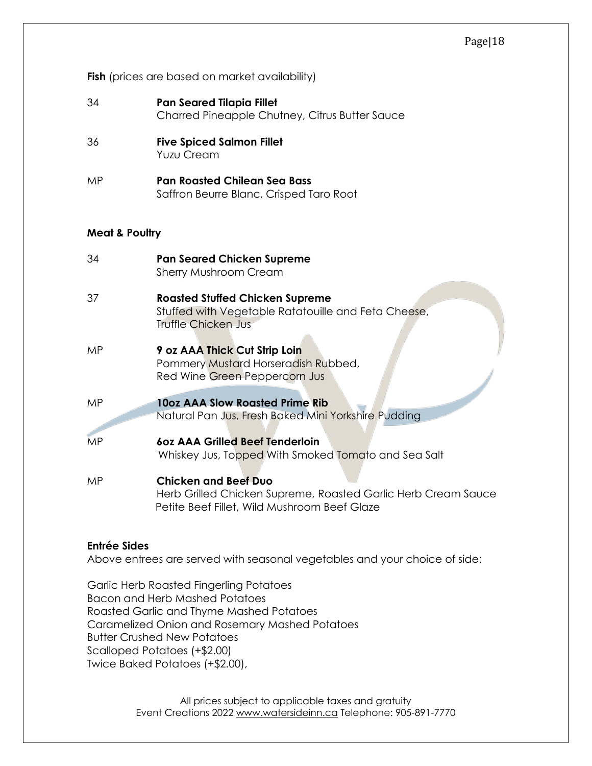**Fish** (prices are based on market availability)

| | |
|---|---|
| 34 | **Pan Seared Tilapia Fillet**<br>Charred Pineapple Chutney, Citrus Butter Sauce |
| 36 | **Five Spiced Salmon Fillet**<br>Yuzu Cream |
| MP | **Pan Roasted Chilean Sea Bass**<br>Saffron Beurre Blanc, Crisped Taro Root |

**Meat & Poultry**

| | |
|---|---|
| 34 | **Pan Seared Chicken Supreme**<br>Sherry Mushroom Cream |
| 37 | **Roasted Stuffed Chicken Supreme**<br>Stuffed with Vegetable Ratatouille and Feta Cheese, Truffle Chicken Jus |
| MP | **9 oz AAA Thick Cut Strip Loin**<br>Pommery Mustard Horseradish Rubbed, Red Wine Green Peppercorn Jus |
| MP | **10oz AAA Slow Roasted Prime Rib**<br>Natural Pan Jus, Fresh Baked Mini Yorkshire Pudding |
| MP | **6oz AAA Grilled Beef Tenderloin**<br>Whiskey Jus, Topped With Smoked Tomato and Sea Salt |
| MP | **Chicken and Beef Duo**<br>Herb Grilled Chicken Supreme, Roasted Garlic Herb Cream Sauce<br>Petite Beef Fillet, Wild Mushroom Beef Glaze |

**Entrée Sides**

Above entrees are served with seasonal vegetables and your choice of side:

Garlic Herb Roasted Fingerling Potatoes
Bacon and Herb Mashed Potatoes
Roasted Garlic and Thyme Mashed Potatoes
Caramelized Onion and Rosemary Mashed Potatoes
Butter Crushed New Potatoes
Scalloped Potatoes (+$2.00)
Twice Baked Potatoes (+$2.00),

All prices subject to applicable taxes and gratuity
Event Creations 2022 www.watersideinn.ca Telephone: 905-891-7770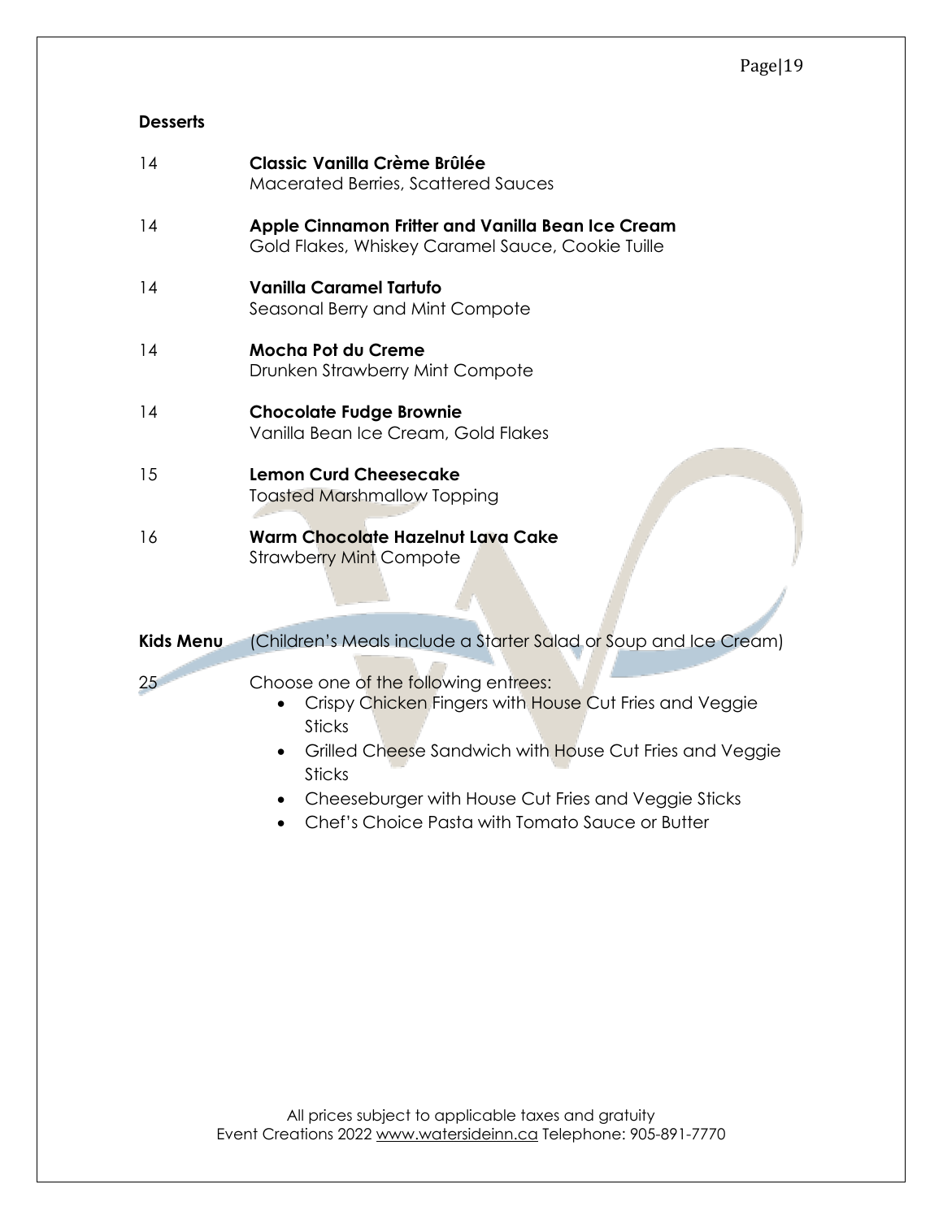## Desserts

| | |
|---|---|
| 14 | **Classic Vanilla Crème Brûlée**<br>Macerated Berries, Scattered Sauces |
| 14 | **Apple Cinnamon Fritter and Vanilla Bean Ice Cream**<br>Gold Flakes, Whiskey Caramel Sauce, Cookie Tuille |
| 14 | **Vanilla Caramel Tartufo**<br>Seasonal Berry and Mint Compote |
| 14 | **Mocha Pot du Creme**<br>Drunken Strawberry Mint Compote |
| 14 | **Chocolate Fudge Brownie**<br>Vanilla Bean Ice Cream, Gold Flakes |
| 15 | **Lemon Curd Cheesecake**<br>Toasted Marshmallow Topping |
| 16 | **Warm Chocolate Hazelnut Lava Cake**<br>Strawberry Mint Compote |

## Kids Menu

(Children's Meals include a Starter Salad or Soup and Ice Cream)

25

Choose one of the following entrees:

- Crispy Chicken Fingers with House Cut Fries and Veggie Sticks
- Grilled Cheese Sandwich with House Cut Fries and Veggie Sticks
- Cheeseburger with House Cut Fries and Veggie Sticks
- Chef's Choice Pasta with Tomato Sauce or Butter

All prices subject to applicable taxes and gratuity
Event Creations 2022 www.watersideinn.ca Telephone: 905-891-7770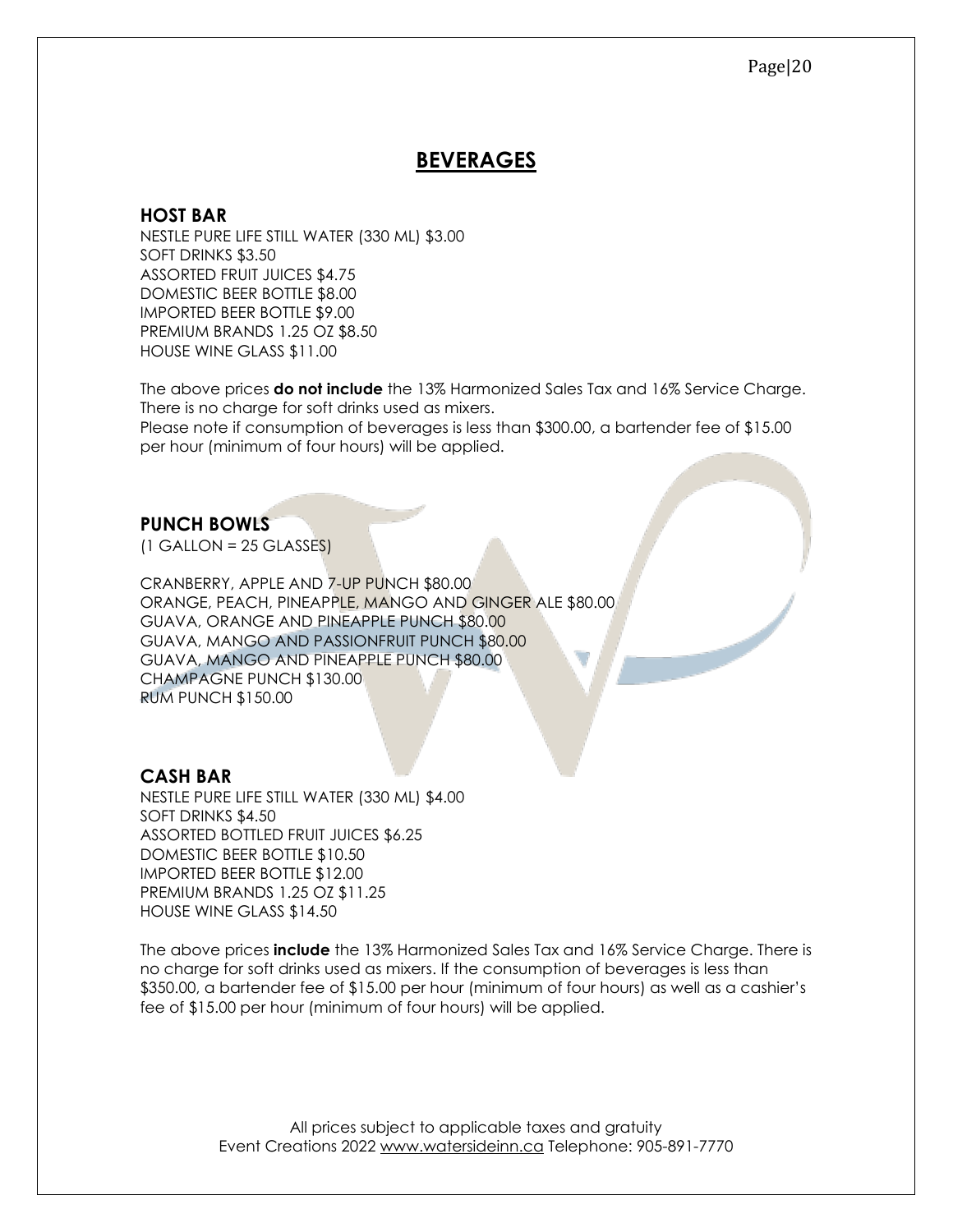# BEVERAGES

## HOST BAR

NESTLE PURE LIFE STILL WATER (330 ML) $3.00
SOFT DRINKS $3.50
ASSORTED FRUIT JUICES $4.75
DOMESTIC BEER BOTTLE $8.00
IMPORTED BEER BOTTLE $9.00
PREMIUM BRANDS 1.25 OZ $8.50
HOUSE WINE GLASS $11.00

The above prices **do not include** the 13% Harmonized Sales Tax and 16% Service Charge. There is no charge for soft drinks used as mixers.
Please note if consumption of beverages is less than $300.00, a bartender fee of $15.00 per hour (minimum of four hours) will be applied.

## PUNCH BOWLS

(1 GALLON = 25 GLASSES)

CRANBERRY, APPLE AND 7-UP PUNCH $80.00
ORANGE, PEACH, PINEAPPLE, MANGO AND GINGER ALE $80.00
GUAVA, ORANGE AND PINEAPPLE PUNCH $80.00
GUAVA, MANGO AND PASSIONFRUIT PUNCH $80.00
GUAVA, MANGO AND PINEAPPLE PUNCH $80.00
CHAMPAGNE PUNCH $130.00
RUM PUNCH $150.00

## CASH BAR

NESTLE PURE LIFE STILL WATER (330 ML) $4.00
SOFT DRINKS $4.50
ASSORTED BOTTLED FRUIT JUICES $6.25
DOMESTIC BEER BOTTLE $10.50
IMPORTED BEER BOTTLE $12.00
PREMIUM BRANDS 1.25 OZ $11.25
HOUSE WINE GLASS $14.50

The above prices **include** the 13% Harmonized Sales Tax and 16% Service Charge. There is no charge for soft drinks used as mixers. If the consumption of beverages is less than $350.00, a bartender fee of $15.00 per hour (minimum of four hours) as well as a cashier's fee of $15.00 per hour (minimum of four hours) will be applied.

All prices subject to applicable taxes and gratuity
Event Creations 2022 www.watersideinn.ca Telephone: 905-891-7770